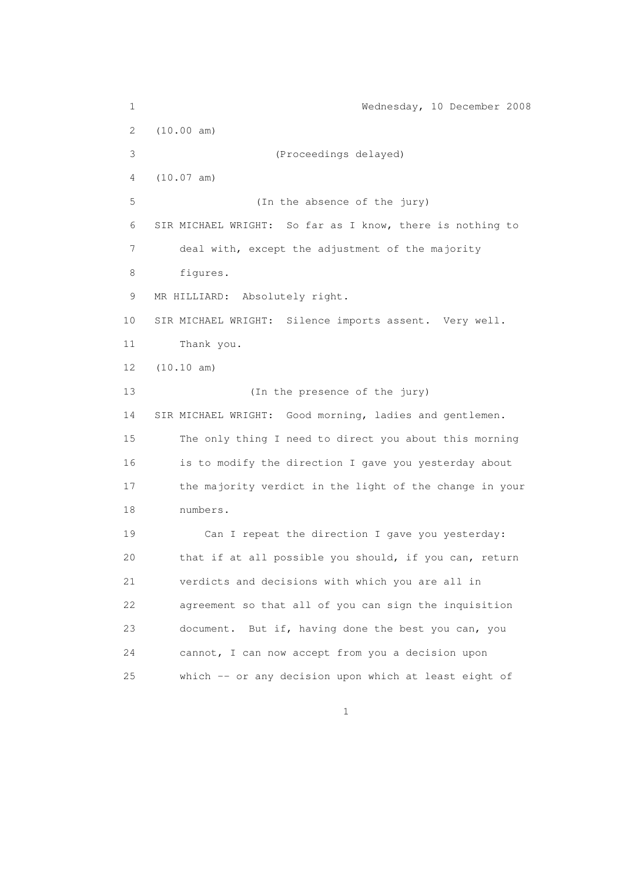Wednesday, 10 December 2008

(10.00 am)

(Proceedings delayed)

(10.07 am)

(In the absence of the jury)

SIR MICHAEL WRIGHT: So far as I know, there is nothing to deal with, except the adjustment of the majority figures.

MR HILLIARD: Absolutely right.

SIR MICHAEL WRIGHT: Silence imports assent. Very well. Thank you.

(10.10 am)

(In the presence of the jury)

SIR MICHAEL WRIGHT: Good morning, ladies and gentlemen. The only thing I need to direct you about this morning is to modify the direction I gave you yesterday about the majority verdict in the light of the change in your numbers.

Can I repeat the direction I gave you yesterday: that if at all possible you should, if you can, return verdicts and decisions with which you are all in agreement so that all of you can sign the inquisition document. But if, having done the best you can, you cannot, I can now accept from you a decision upon which -- or any decision upon which at least eight of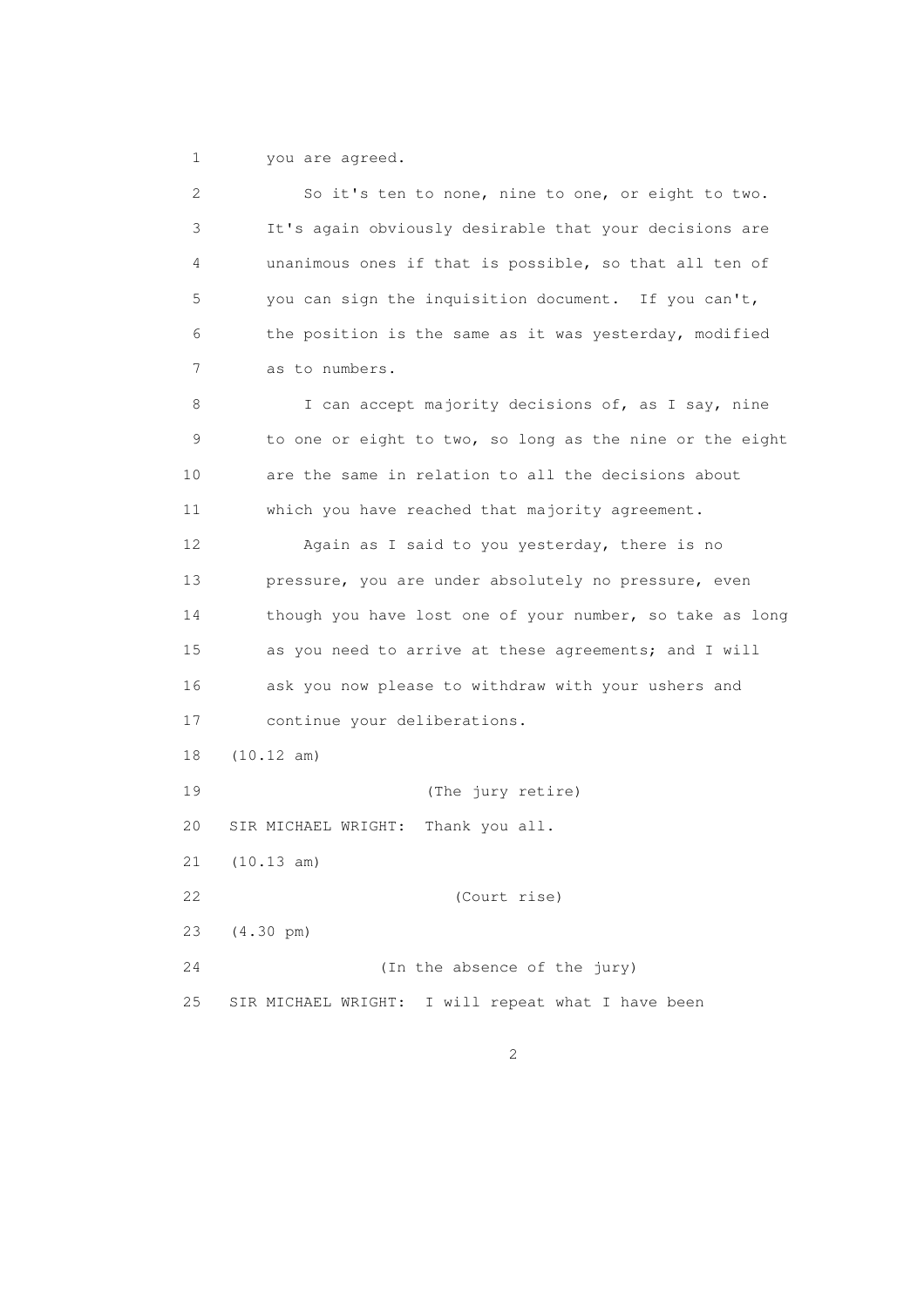you are agreed.

So it's ten to none, nine to one, or eight to two. It's again obviously desirable that your decisions are unanimous ones if that is possible, so that all ten of you can sign the inquisition document. If you can't, the position is the same as it was yesterday, modified as to numbers.

I can accept majority decisions of, as I say, nine to one or eight to two, so long as the nine or the eight are the same in relation to all the decisions about which you have reached that majority agreement.

Again as I said to you yesterday, there is no pressure, you are under absolutely no pressure, even though you have lost one of your number, so take as long as you need to arrive at these agreements; and I will ask you now please to withdraw with your ushers and continue your deliberations.

(10.12 am)

(The jury retire)

SIR MICHAEL WRIGHT: Thank you all.

(10.13 am)

(Court rise)

(4.30 pm)

(In the absence of the jury)

SIR MICHAEL WRIGHT: I will repeat what I have been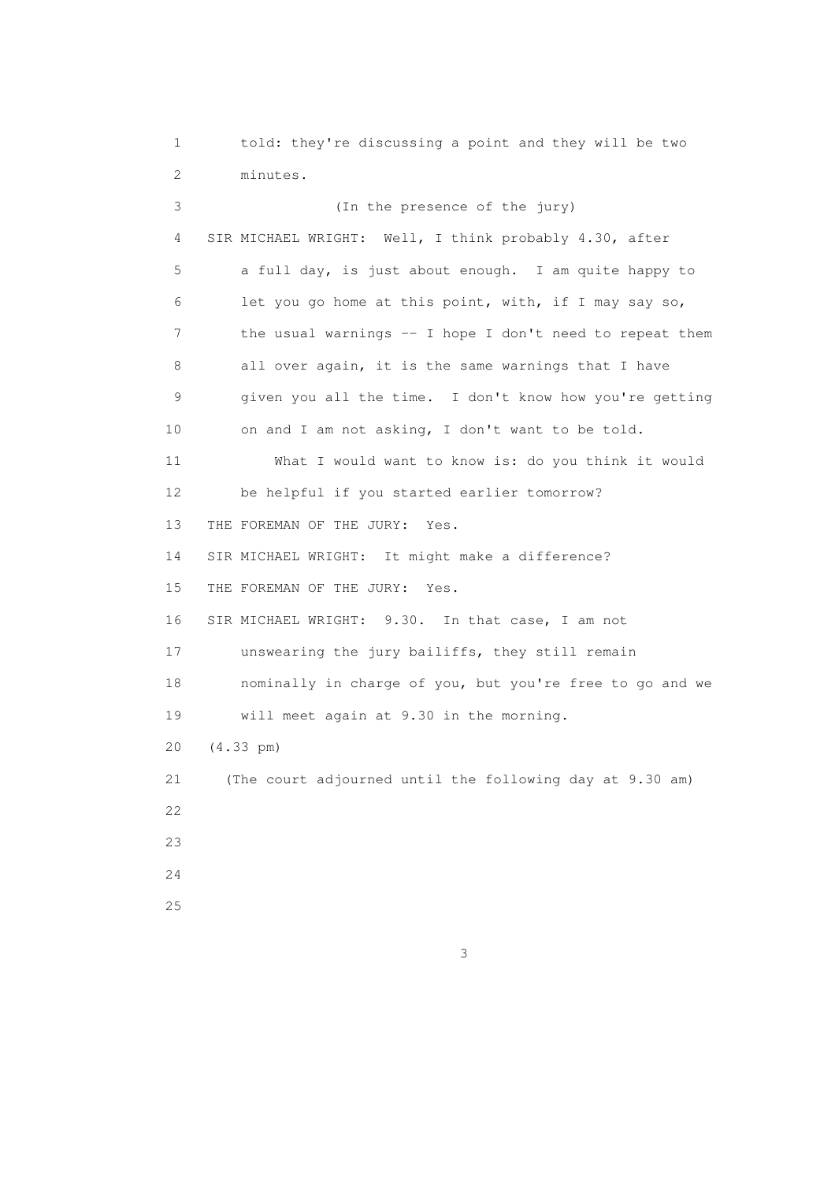told: they're discussing a point and they will be two minutes.

(In the presence of the jury)

SIR MICHAEL WRIGHT: Well, I think probably 4.30, after a full day, is just about enough. I am quite happy to let you go home at this point, with, if I may say so, the usual warnings -- I hope I don't need to repeat them all over again, it is the same warnings that I have given you all the time. I don't know how you're getting on and I am not asking, I don't want to be told.

What I would want to know is: do you think it would be helpful if you started earlier tomorrow?

THE FOREMAN OF THE JURY: Yes.

SIR MICHAEL WRIGHT: It might make a difference?

THE FOREMAN OF THE JURY: Yes.

SIR MICHAEL WRIGHT: 9.30. In that case, I am not unswearing the jury bailiffs, they still remain nominally in charge of you, but you're free to go and we will meet again at 9.30 in the morning.

(4.33 pm)

(The court adjourned until the following day at 9.30 am)